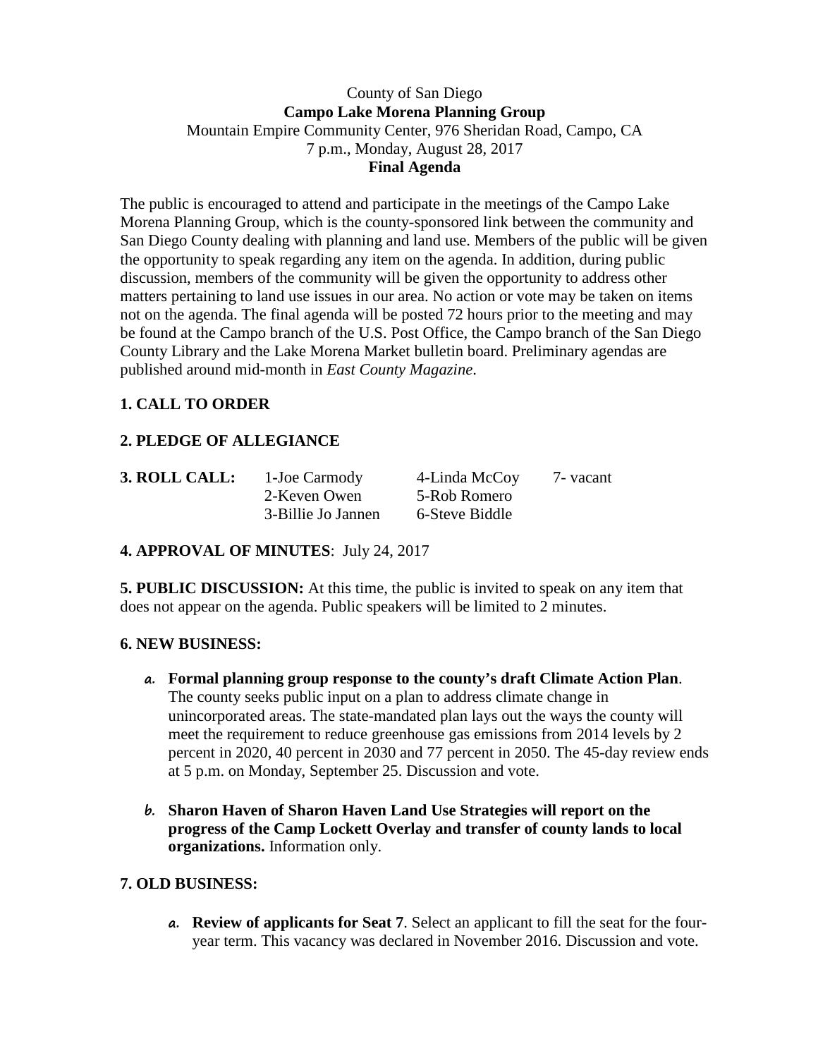County of San Diego
**Campo Lake Morena Planning Group**
Mountain Empire Community Center, 976 Sheridan Road, Campo, CA
7 p.m., Monday, August 28, 2017
**Final Agenda**

The public is encouraged to attend and participate in the meetings of the Campo Lake Morena Planning Group, which is the county-sponsored link between the community and San Diego County dealing with planning and land use. Members of the public will be given the opportunity to speak regarding any item on the agenda. In addition, during public discussion, members of the community will be given the opportunity to address other matters pertaining to land use issues in our area. No action or vote may be taken on items not on the agenda. The final agenda will be posted 72 hours prior to the meeting and may be found at the Campo branch of the U.S. Post Office, the Campo branch of the San Diego County Library and the Lake Morena Market bulletin board. Preliminary agendas are published around mid-month in *East County Magazine*.

**1. CALL TO ORDER**

**2. PLEDGE OF ALLEGIANCE**

**3. ROLL CALL:**

| | | |
|---|---|---|
| 1-Joe Carmody | 4-Linda McCoy | 7- vacant |
| 2-Keven Owen | 5-Rob Romero | |
| 3-Billie Jo Jannen | 6-Steve Biddle | |

**4. APPROVAL OF MINUTES**: July 24, 2017

**5. PUBLIC DISCUSSION:** At this time, the public is invited to speak on any item that does not appear on the agenda. Public speakers will be limited to 2 minutes.

**6. NEW BUSINESS:**

a. **Formal planning group response to the county's draft Climate Action Plan**. The county seeks public input on a plan to address climate change in unincorporated areas. The state-mandated plan lays out the ways the county will meet the requirement to reduce greenhouse gas emissions from 2014 levels by 2 percent in 2020, 40 percent in 2030 and 77 percent in 2050. The 45-day review ends at 5 p.m. on Monday, September 25. Discussion and vote.

b. **Sharon Haven of Sharon Haven Land Use Strategies will report on the progress of the Camp Lockett Overlay and transfer of county lands to local organizations.** Information only.

**7. OLD BUSINESS:**

a. **Review of applicants for Seat 7**. Select an applicant to fill the seat for the four-year term. This vacancy was declared in November 2016. Discussion and vote.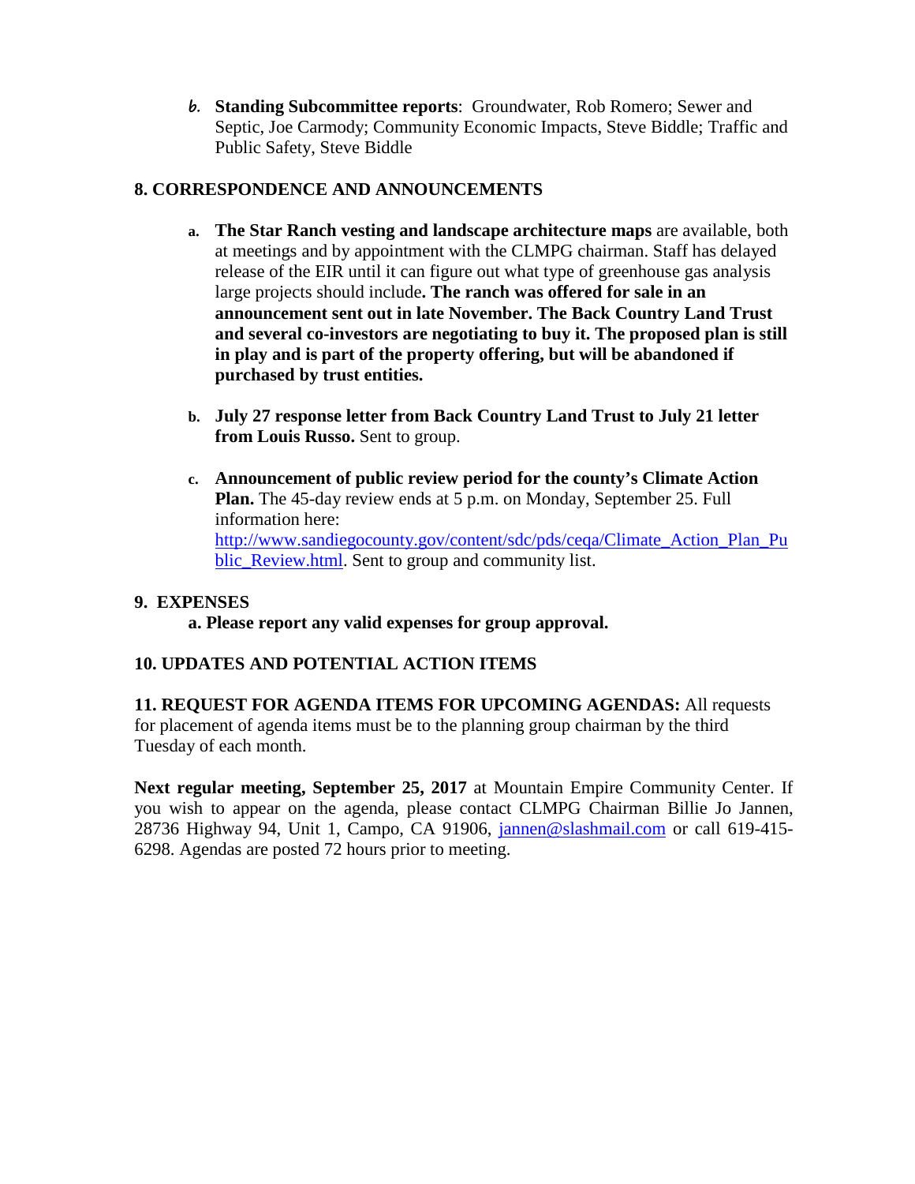b. **Standing Subcommittee reports**: Groundwater, Rob Romero; Sewer and Septic, Joe Carmody; Community Economic Impacts, Steve Biddle; Traffic and Public Safety, Steve Biddle

## 8. CORRESPONDENCE AND ANNOUNCEMENTS

a. **The Star Ranch vesting and landscape architecture maps** are available, both at meetings and by appointment with the CLMPG chairman. Staff has delayed release of the EIR until it can figure out what type of greenhouse gas analysis large projects should include**. The ranch was offered for sale in an announcement sent out in late November. The Back Country Land Trust and several co-investors are negotiating to buy it. The proposed plan is still in play and is part of the property offering, but will be abandoned if purchased by trust entities.**

b. **July 27 response letter from Back Country Land Trust to July 21 letter from Louis Russo.** Sent to group.

c. **Announcement of public review period for the county's Climate Action Plan.** The 45-day review ends at 5 p.m. on Monday, September 25. Full information here: [http://www.sandiegocounty.gov/content/sdc/pds/ceqa/Climate_Action_Plan_Public_Review.html](http://www.sandiegocounty.gov/content/sdc/pds/ceqa/Climate_Action_Plan_Public_Review.html). Sent to group and community list.

## 9. EXPENSES

**a. Please report any valid expenses for group approval.**

## 10. UPDATES AND POTENTIAL ACTION ITEMS

**11. REQUEST FOR AGENDA ITEMS FOR UPCOMING AGENDAS:** All requests for placement of agenda items must be to the planning group chairman by the third Tuesday of each month.

**Next regular meeting, September 25, 2017** at Mountain Empire Community Center. If you wish to appear on the agenda, please contact CLMPG Chairman Billie Jo Jannen, 28736 Highway 94, Unit 1, Campo, CA 91906, [jannen@slashmail.com](mailto:jannen@slashmail.com) or call 619-415-6298. Agendas are posted 72 hours prior to meeting.